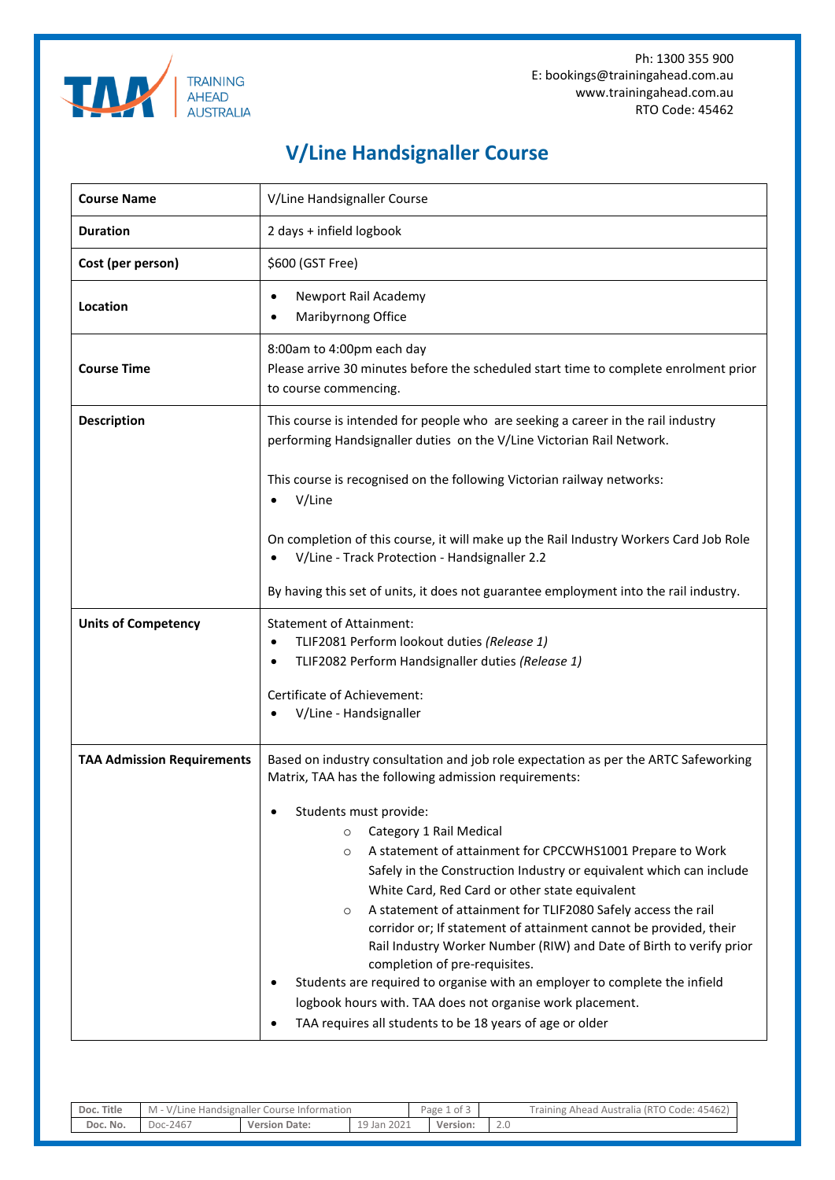Ph: 1300 355 900
E: bookings@trainingahead.com.au
www.trainingahead.com.au
RTO Code: 45462

# V/Line Handsignaller Course

| | |
|---|---|
| **Course Name** | V/Line Handsignaller Course |
| **Duration** | 2 days + infield logbook |
| **Cost (per person)** | $600 (GST Free) |
| **Location** | • Newport Rail Academy<br>• Maribyrnong Office |
| **Course Time** | 8:00am to 4:00pm each day<br>Please arrive 30 minutes before the scheduled start time to complete enrolment prior to course commencing. |
| **Description** | This course is intended for people who are seeking a career in the rail industry performing Handsignaller duties on the V/Line Victorian Rail Network.<br><br>This course is recognised on the following Victorian railway networks:<br>• V/Line<br><br>On completion of this course, it will make up the Rail Industry Workers Card Job Role<br>• V/Line - Track Protection - Handsignaller 2.2<br><br>By having this set of units, it does not guarantee employment into the rail industry. |
| **Units of Competency** | Statement of Attainment:<br>• TLIF2081 Perform lookout duties *(Release 1)*<br>• TLIF2082 Perform Handsignaller duties *(Release 1)*<br><br>Certificate of Achievement:<br>• V/Line - Handsignaller |
| **TAA Admission Requirements** | Based on industry consultation and job role expectation as per the ARTC Safeworking Matrix, TAA has the following admission requirements:<br><br>• Students must provide:<br>&nbsp;&nbsp;&nbsp;&nbsp;○ Category 1 Rail Medical<br>&nbsp;&nbsp;&nbsp;&nbsp;○ A statement of attainment for CPCCWHS1001 Prepare to Work Safely in the Construction Industry or equivalent which can include White Card, Red Card or other state equivalent<br>&nbsp;&nbsp;&nbsp;&nbsp;○ A statement of attainment for TLIF2080 Safely access the rail corridor or; If statement of attainment cannot be provided, their Rail Industry Worker Number (RIW) and Date of Birth to verify prior completion of pre-requisites.<br>• Students are required to organise with an employer to complete the infield logbook hours with. TAA does not organise work placement.<br>• TAA requires all students to be 18 years of age or older |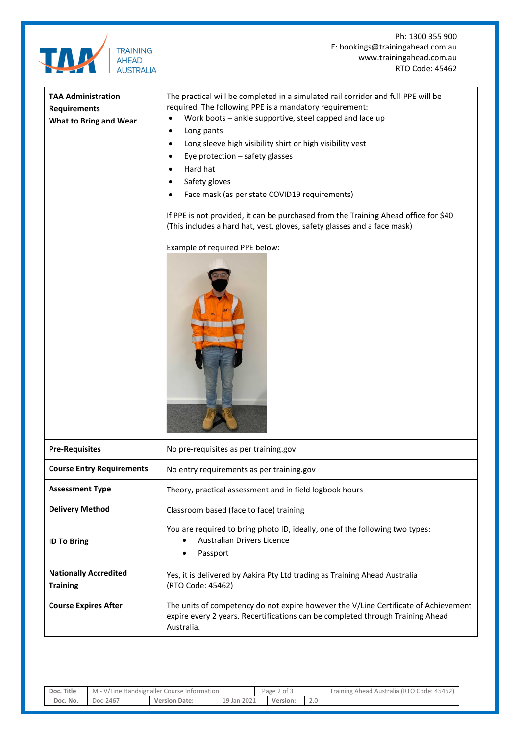| TAA Administration Requirements<br>What to Bring and Wear | The practical will be completed in a simulated rail corridor and full PPE will be required. The following PPE is a mandatory requirement:<br>• Work boots – ankle supportive, steel capped and lace up<br>• Long pants<br>• Long sleeve high visibility shirt or high visibility vest<br>• Eye protection – safety glasses<br>• Hard hat<br>• Safety gloves<br>• Face mask (as per state COVID19 requirements)<br><br>If PPE is not provided, it can be purchased from the Training Ahead office for $40 (This includes a hard hat, vest, gloves, safety glasses and a face mask)<br><br>Example of required PPE below: |
|---|---|
| **Pre-Requisites** | No pre-requisites as per training.gov |
| **Course Entry Requirements** | No entry requirements as per training.gov |
| **Assessment Type** | Theory, practical assessment and in field logbook hours |
| **Delivery Method** | Classroom based (face to face) training |
| **ID To Bring** | You are required to bring photo ID, ideally, one of the following two types:<br>• Australian Drivers Licence<br>• Passport |
| **Nationally Accredited Training** | Yes, it is delivered by Aakira Pty Ltd trading as Training Ahead Australia (RTO Code: 45462) |
| **Course Expires After** | The units of competency do not expire however the V/Line Certificate of Achievement expire every 2 years. Recertifications can be completed through Training Ahead Australia. |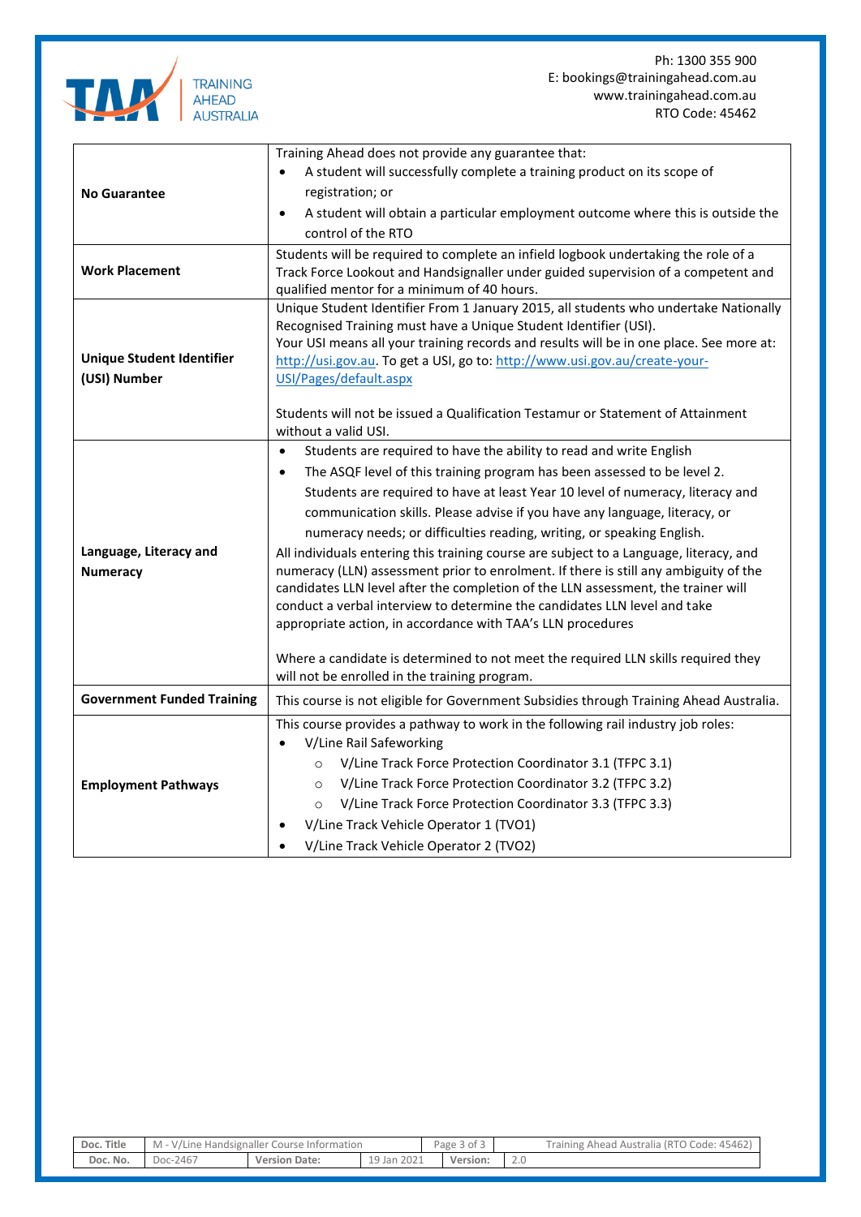| | |
|---|---|
| **No Guarantee** | Training Ahead does not provide any guarantee that:<br>• A student will successfully complete a training product on its scope of registration; or<br>• A student will obtain a particular employment outcome where this is outside the control of the RTO |
| **Work Placement** | Students will be required to complete an infield logbook undertaking the role of a Track Force Lookout and Handsignaller under guided supervision of a competent and qualified mentor for a minimum of 40 hours. |
| **Unique Student Identifier (USI) Number** | Unique Student Identifier From 1 January 2015, all students who undertake Nationally Recognised Training must have a Unique Student Identifier (USI).<br>Your USI means all your training records and results will be in one place. See more at: [http://usi.gov.au](http://usi.gov.au). To get a USI, go to: [http://www.usi.gov.au/create-your-USI/Pages/default.aspx](http://www.usi.gov.au/create-your-USI/Pages/default.aspx)<br><br>Students will not be issued a Qualification Testamur or Statement of Attainment without a valid USI. |
| **Language, Literacy and Numeracy** | • Students are required to have the ability to read and write English<br>• The ASQF level of this training program has been assessed to be level 2. Students are required to have at least Year 10 level of numeracy, literacy and communication skills. Please advise if you have any language, literacy, or numeracy needs; or difficulties reading, writing, or speaking English.<br>All individuals entering this training course are subject to a Language, literacy, and numeracy (LLN) assessment prior to enrolment. If there is still any ambiguity of the candidates LLN level after the completion of the LLN assessment, the trainer will conduct a verbal interview to determine the candidates LLN level and take appropriate action, in accordance with TAA's LLN procedures<br><br>Where a candidate is determined to not meet the required LLN skills required they will not be enrolled in the training program. |
| **Government Funded Training** | This course is not eligible for Government Subsidies through Training Ahead Australia. |
| **Employment Pathways** | This course provides a pathway to work in the following rail industry job roles:<br>• V/Line Rail Safeworking<br>&nbsp;&nbsp;&nbsp;&nbsp;○ V/Line Track Force Protection Coordinator 3.1 (TFPC 3.1)<br>&nbsp;&nbsp;&nbsp;&nbsp;○ V/Line Track Force Protection Coordinator 3.2 (TFPC 3.2)<br>&nbsp;&nbsp;&nbsp;&nbsp;○ V/Line Track Force Protection Coordinator 3.3 (TFPC 3.3)<br>• V/Line Track Vehicle Operator 1 (TVO1)<br>• V/Line Track Vehicle Operator 2 (TVO2) |